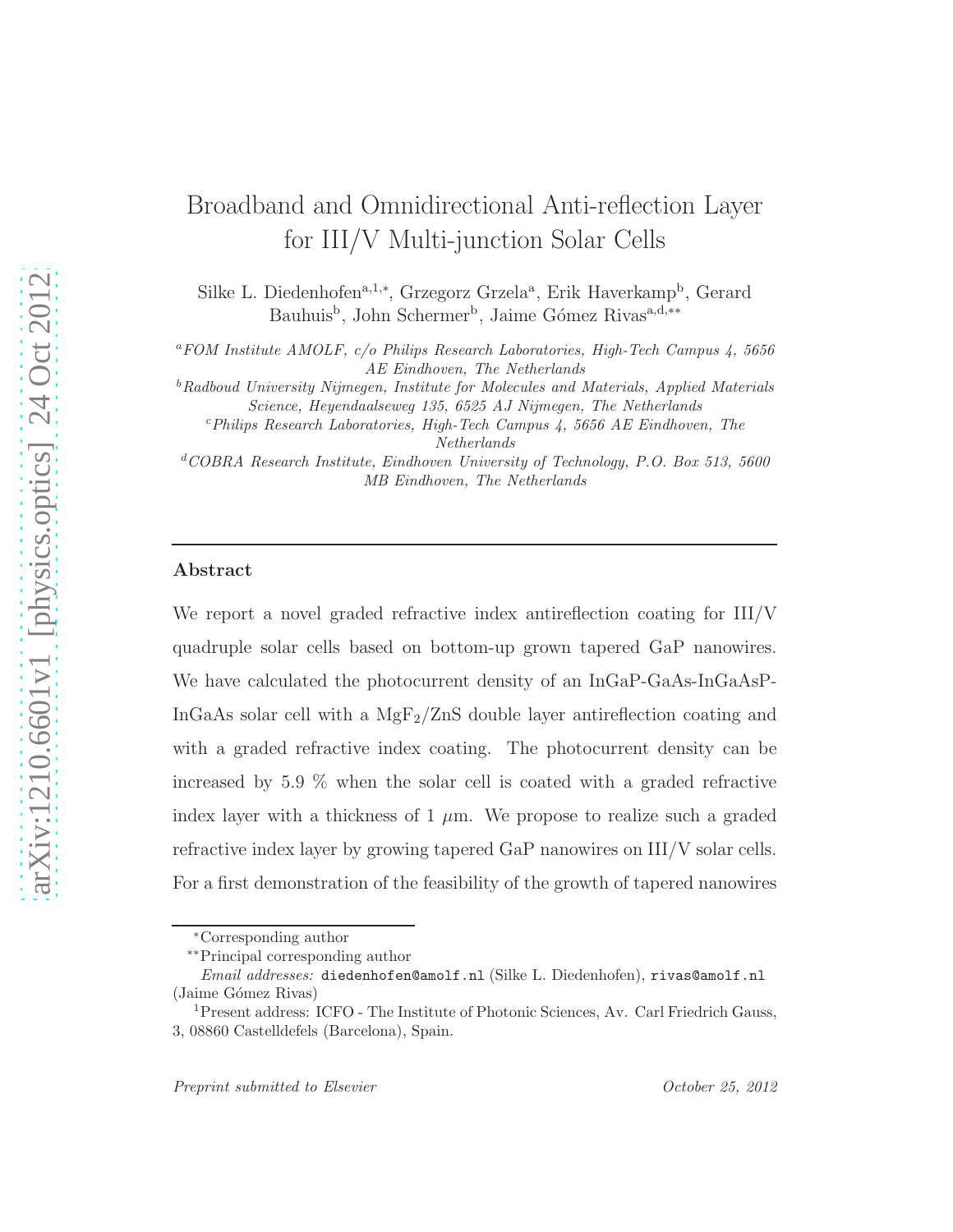# Broadband and Omnidirectional Anti-reflection Layer for III/V Multi-junction Solar Cells

Silke L. Diedenhofen[a,1,*], Grzegorz Grzela[a], Erik Haverkamp[b], Gerard Bauhuis[b], John Schermer[b], Jaime Gómez Rivas[a,d,**]

[a] *FOM Institute AMOLF, c/o Philips Research Laboratories, High-Tech Campus 4, 5656 AE Eindhoven, The Netherlands*

[b] *Radboud University Nijmegen, Institute for Molecules and Materials, Applied Materials Science, Heyendaalseweg 135, 6525 AJ Nijmegen, The Netherlands*

[c] *Philips Research Laboratories, High-Tech Campus 4, 5656 AE Eindhoven, The Netherlands*

[d] *COBRA Research Institute, Eindhoven University of Technology, P.O. Box 513, 5600 MB Eindhoven, The Netherlands*

---

## Abstract

We report a novel graded refractive index antireflection coating for III/V quadruple solar cells based on bottom-up grown tapered GaP nanowires. We have calculated the photocurrent density of an InGaP-GaAs-InGaAsP-InGaAs solar cell with a $MgF_2$/ZnS double layer antireflection coating and with a graded refractive index coating. The photocurrent density can be increased by 5.9 % when the solar cell is coated with a graded refractive index layer with a thickness of 1 $\mu$m. We propose to realize such a graded refractive index layer by growing tapered GaP nanowires on III/V solar cells. For a first demonstration of the feasibility of the growth of tapered nanowires

---

*Corresponding author

**Principal corresponding author

*Email addresses:* diedenhofen@amolf.nl (Silke L. Diedenhofen), rivas@amolf.nl (Jaime Gómez Rivas)

[1] Present address: ICFO - The Institute of Photonic Sciences, Av. Carl Friedrich Gauss, 3, 08860 Castelldefels (Barcelona), Spain.

*Preprint submitted to Elsevier* *October 25, 2012*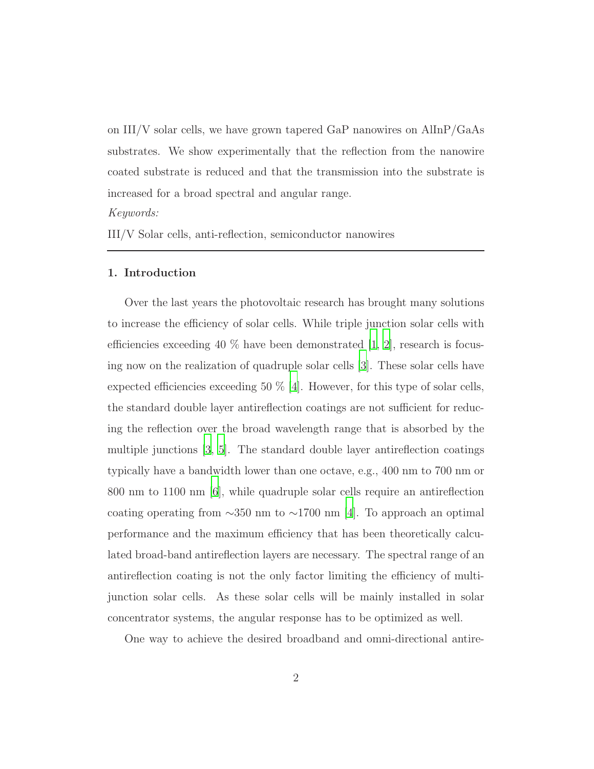on III/V solar cells, we have grown tapered GaP nanowires on AlInP/GaAs substrates. We show experimentally that the reflection from the nanowire coated substrate is reduced and that the transmission into the substrate is increased for a broad spectral and angular range.

*Keywords:*

III/V Solar cells, anti-reflection, semiconductor nanowires

## 1. Introduction

Over the last years the photovoltaic research has brought many solutions to increase the efficiency of solar cells. While triple junction solar cells with efficiencies exceeding 40 % have been demonstrated [1, 2], research is focusing now on the realization of quadruple solar cells [3]. These solar cells have expected efficiencies exceeding 50 % [4]. However, for this type of solar cells, the standard double layer antireflection coatings are not sufficient for reducing the reflection over the broad wavelength range that is absorbed by the multiple junctions [3, 5]. The standard double layer antireflection coatings typically have a bandwidth lower than one octave, e.g., 400 nm to 700 nm or 800 nm to 1100 nm [6], while quadruple solar cells require an antireflection coating operating from ∼350 nm to ∼1700 nm [4]. To approach an optimal performance and the maximum efficiency that has been theoretically calculated broad-band antireflection layers are necessary. The spectral range of an antireflection coating is not the only factor limiting the efficiency of multi-junction solar cells. As these solar cells will be mainly installed in solar concentrator systems, the angular response has to be optimized as well.

One way to achieve the desired broadband and omni-directional antire-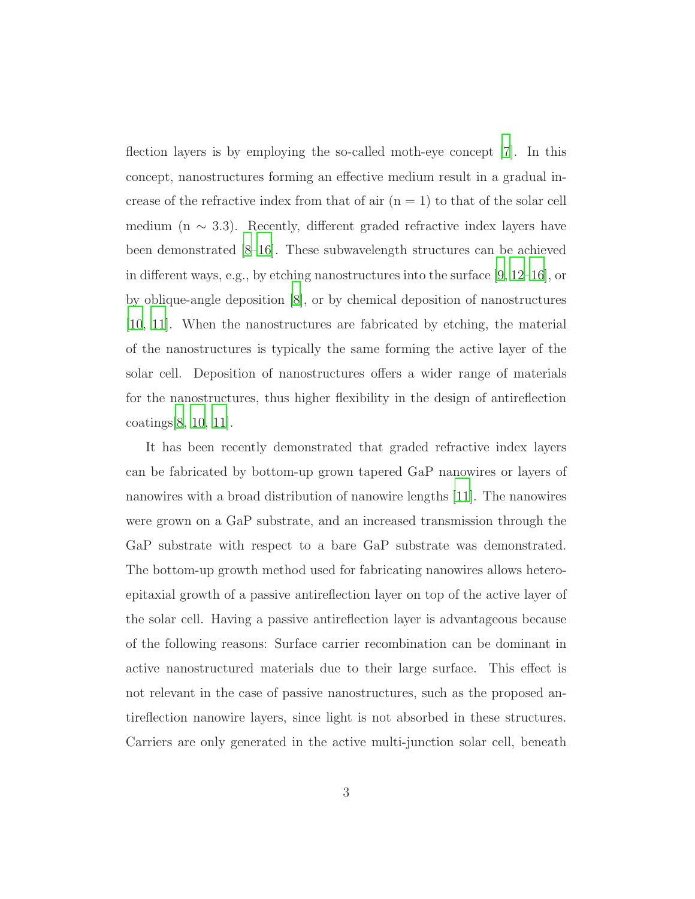flection layers is by employing the so-called moth-eye concept [7]. In this concept, nanostructures forming an effective medium result in a gradual increase of the refractive index from that of air (n = 1) to that of the solar cell medium (n ∼ 3.3). Recently, different graded refractive index layers have been demonstrated [8–16]. These subwavelength structures can be achieved in different ways, e.g., by etching nanostructures into the surface [9, 12–16], or by oblique-angle deposition [8], or by chemical deposition of nanostructures [10, 11]. When the nanostructures are fabricated by etching, the material of the nanostructures is typically the same forming the active layer of the solar cell. Deposition of nanostructures offers a wider range of materials for the nanostructures, thus higher flexibility in the design of antireflection coatings[8, 10, 11].

It has been recently demonstrated that graded refractive index layers can be fabricated by bottom-up grown tapered GaP nanowires or layers of nanowires with a broad distribution of nanowire lengths [11]. The nanowires were grown on a GaP substrate, and an increased transmission through the GaP substrate with respect to a bare GaP substrate was demonstrated. The bottom-up growth method used for fabricating nanowires allows heteroepitaxial growth of a passive antireflection layer on top of the active layer of the solar cell. Having a passive antireflection layer is advantageous because of the following reasons: Surface carrier recombination can be dominant in active nanostructured materials due to their large surface. This effect is not relevant in the case of passive nanostructures, such as the proposed antireflection nanowire layers, since light is not absorbed in these structures. Carriers are only generated in the active multi-junction solar cell, beneath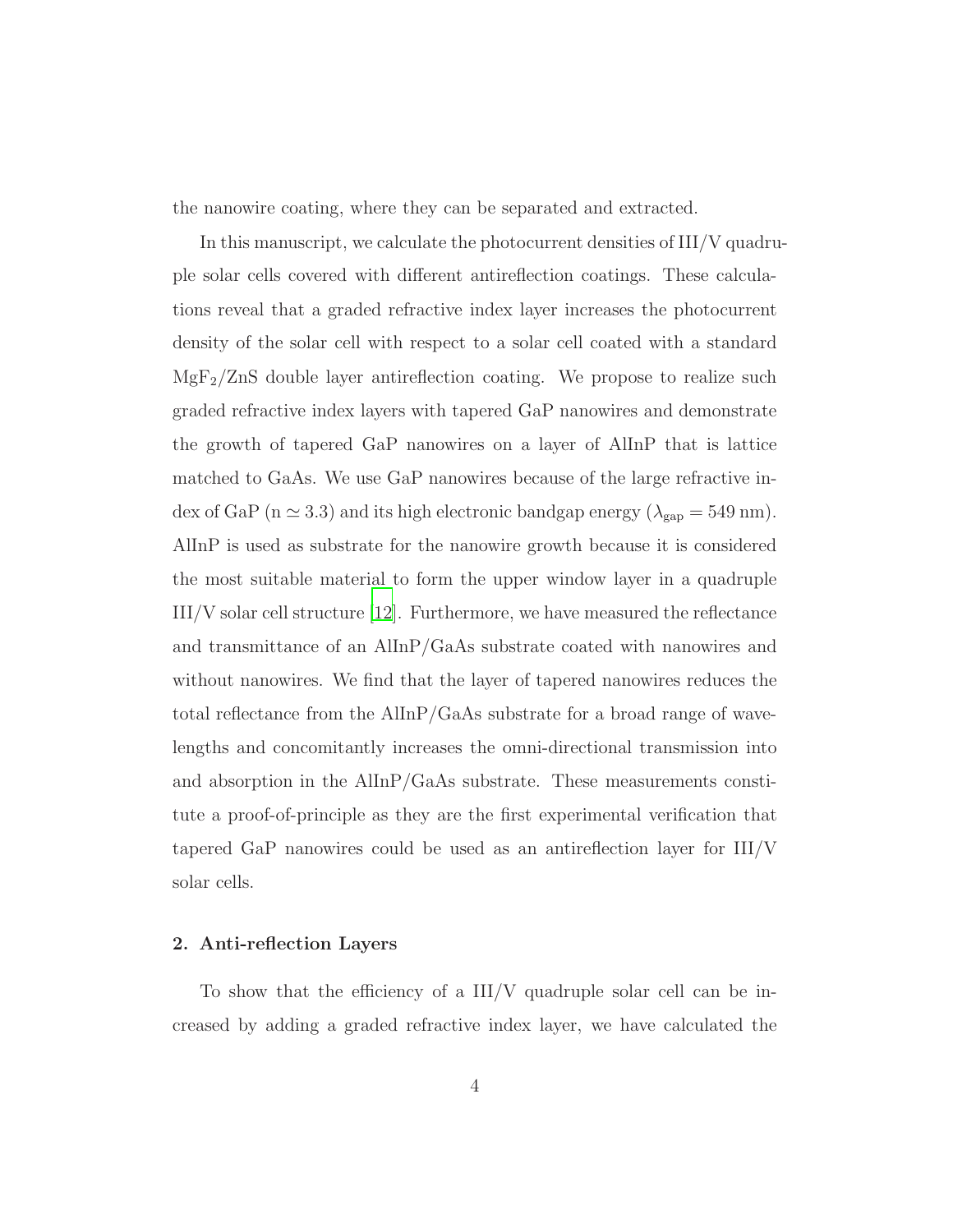the nanowire coating, where they can be separated and extracted.

In this manuscript, we calculate the photocurrent densities of III/V quadruple solar cells covered with different antireflection coatings. These calculations reveal that a graded refractive index layer increases the photocurrent density of the solar cell with respect to a solar cell coated with a standard $MgF_2$/ZnS double layer antireflection coating. We propose to realize such graded refractive index layers with tapered GaP nanowires and demonstrate the growth of tapered GaP nanowires on a layer of AlInP that is lattice matched to GaAs. We use GaP nanowires because of the large refractive index of GaP (n $\simeq 3.3$) and its high electronic bandgap energy ($\lambda_{\mathrm{gap}} = 549$ nm). AlInP is used as substrate for the nanowire growth because it is considered the most suitable material to form the upper window layer in a quadruple III/V solar cell structure [12]. Furthermore, we have measured the reflectance and transmittance of an AlInP/GaAs substrate coated with nanowires and without nanowires. We find that the layer of tapered nanowires reduces the total reflectance from the AlInP/GaAs substrate for a broad range of wavelengths and concomitantly increases the omni-directional transmission into and absorption in the AlInP/GaAs substrate. These measurements constitute a proof-of-principle as they are the first experimental verification that tapered GaP nanowires could be used as an antireflection layer for III/V solar cells.

## 2. Anti-reflection Layers

To show that the efficiency of a III/V quadruple solar cell can be increased by adding a graded refractive index layer, we have calculated the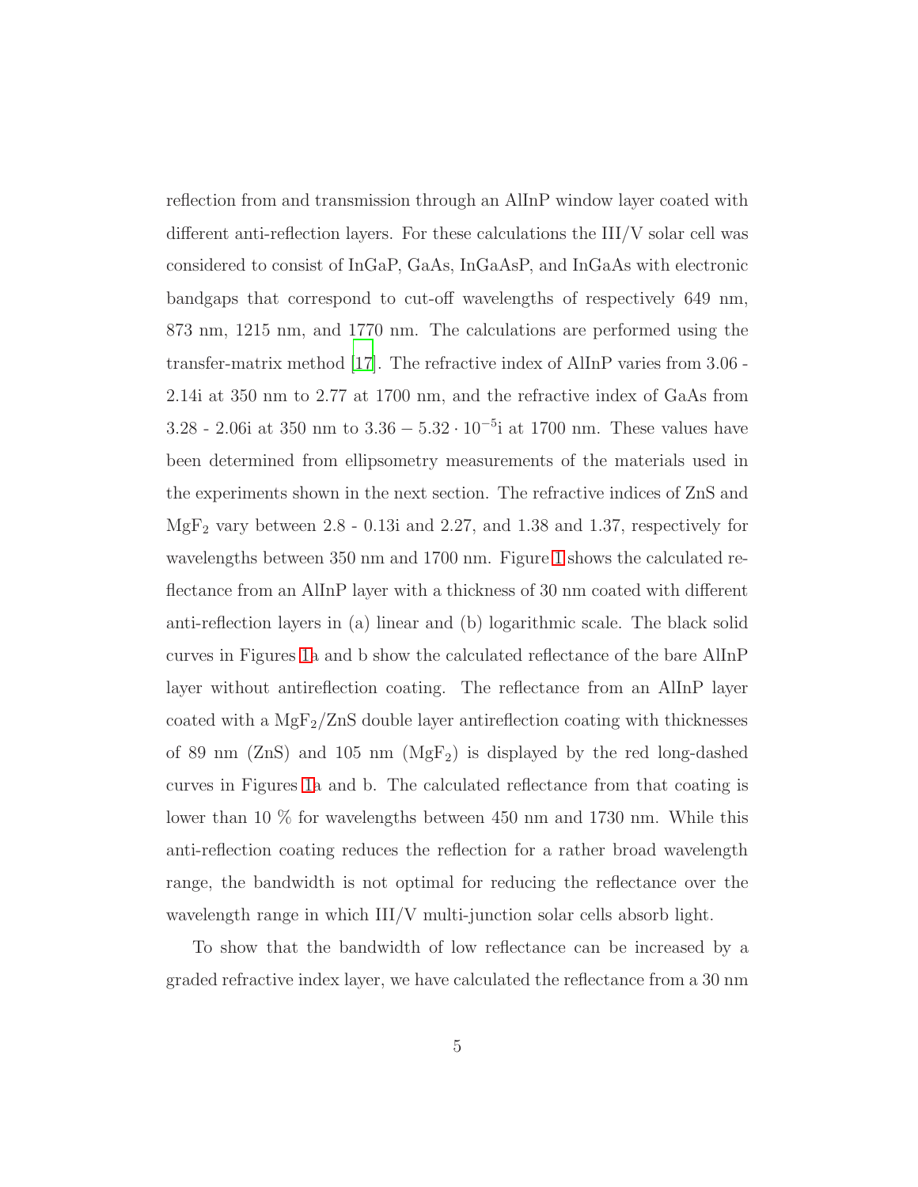reflection from and transmission through an AlInP window layer coated with different anti-reflection layers. For these calculations the III/V solar cell was considered to consist of InGaP, GaAs, InGaAsP, and InGaAs with electronic bandgaps that correspond to cut-off wavelengths of respectively 649 nm, 873 nm, 1215 nm, and 1770 nm. The calculations are performed using the transfer-matrix method [17]. The refractive index of AlInP varies from 3.06 - 2.14i at 350 nm to 2.77 at 1700 nm, and the refractive index of GaAs from 3.28 - 2.06i at 350 nm to $3.36 - 5.32 \cdot 10^{-5}$i at 1700 nm. These values have been determined from ellipsometry measurements of the materials used in the experiments shown in the next section. The refractive indices of ZnS and $MgF_2$ vary between 2.8 - 0.13i and 2.27, and 1.38 and 1.37, respectively for wavelengths between 350 nm and 1700 nm. Figure 1 shows the calculated reflectance from an AlInP layer with a thickness of 30 nm coated with different anti-reflection layers in (a) linear and (b) logarithmic scale. The black solid curves in Figures 1a and b show the calculated reflectance of the bare AlInP layer without antireflection coating. The reflectance from an AlInP layer coated with a $MgF_2$/ZnS double layer antireflection coating with thicknesses of 89 nm (ZnS) and 105 nm ($MgF_2$) is displayed by the red long-dashed curves in Figures 1a and b. The calculated reflectance from that coating is lower than 10 % for wavelengths between 450 nm and 1730 nm. While this anti-reflection coating reduces the reflection for a rather broad wavelength range, the bandwidth is not optimal for reducing the reflectance over the wavelength range in which III/V multi-junction solar cells absorb light.

To show that the bandwidth of low reflectance can be increased by a graded refractive index layer, we have calculated the reflectance from a 30 nm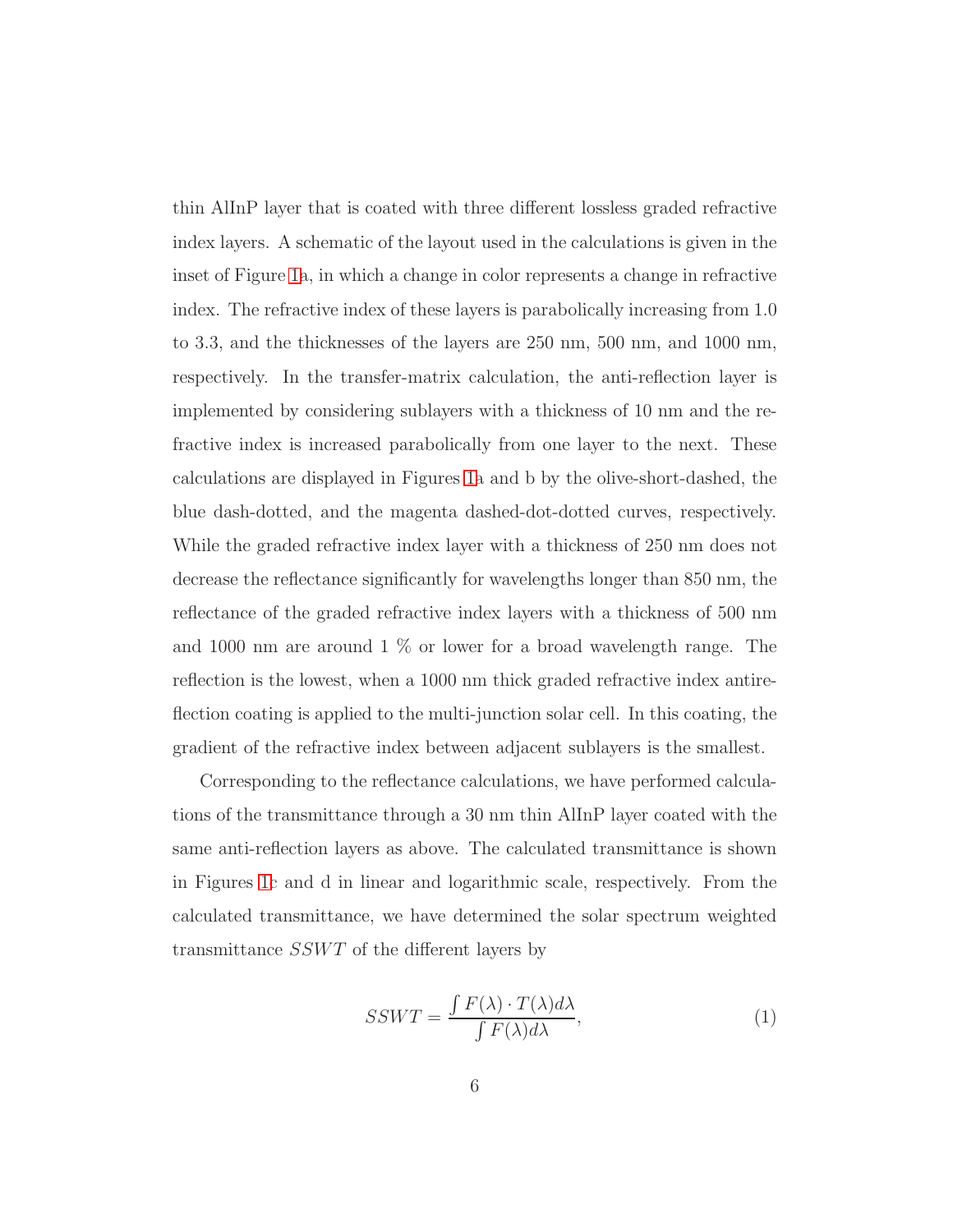thin AlInP layer that is coated with three different lossless graded refractive index layers. A schematic of the layout used in the calculations is given in the inset of Figure 1a, in which a change in color represents a change in refractive index. The refractive index of these layers is parabolically increasing from 1.0 to 3.3, and the thicknesses of the layers are 250 nm, 500 nm, and 1000 nm, respectively. In the transfer-matrix calculation, the anti-reflection layer is implemented by considering sublayers with a thickness of 10 nm and the refractive index is increased parabolically from one layer to the next. These calculations are displayed in Figures 1a and b by the olive-short-dashed, the blue dash-dotted, and the magenta dashed-dot-dotted curves, respectively. While the graded refractive index layer with a thickness of 250 nm does not decrease the reflectance significantly for wavelengths longer than 850 nm, the reflectance of the graded refractive index layers with a thickness of 500 nm and 1000 nm are around 1 % or lower for a broad wavelength range. The reflection is the lowest, when a 1000 nm thick graded refractive index antireflection coating is applied to the multi-junction solar cell. In this coating, the gradient of the refractive index between adjacent sublayers is the smallest.

Corresponding to the reflectance calculations, we have performed calculations of the transmittance through a 30 nm thin AlInP layer coated with the same anti-reflection layers as above. The calculated transmittance is shown in Figures 1c and d in linear and logarithmic scale, respectively. From the calculated transmittance, we have determined the solar spectrum weighted transmittance $SSWT$ of the different layers by

$$SSWT = \frac{\int F(\lambda) \cdot T(\lambda) d\lambda}{\int F(\lambda) d\lambda}, \tag{1}$$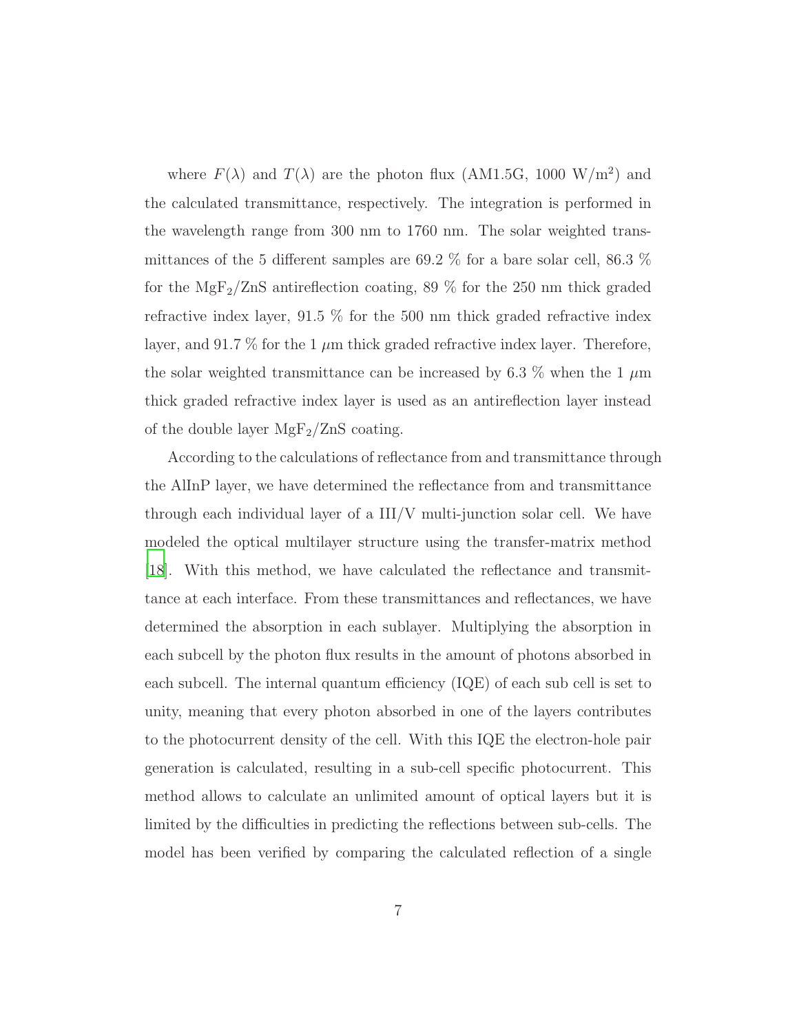where $F(\lambda)$ and $T(\lambda)$ are the photon flux (AM1.5G, 1000 W/m$^2$) and the calculated transmittance, respectively. The integration is performed in the wavelength range from 300 nm to 1760 nm. The solar weighted transmittances of the 5 different samples are 69.2 % for a bare solar cell, 86.3 % for the $MgF_2$/ZnS antireflection coating, 89 % for the 250 nm thick graded refractive index layer, 91.5 % for the 500 nm thick graded refractive index layer, and 91.7 % for the 1 $\mu$m thick graded refractive index layer. Therefore, the solar weighted transmittance can be increased by 6.3 % when the 1 $\mu$m thick graded refractive index layer is used as an antireflection layer instead of the double layer $MgF_2$/ZnS coating.

According to the calculations of reflectance from and transmittance through the AlInP layer, we have determined the reflectance from and transmittance through each individual layer of a III/V multi-junction solar cell. We have modeled the optical multilayer structure using the transfer-matrix method [18]. With this method, we have calculated the reflectance and transmittance at each interface. From these transmittances and reflectances, we have determined the absorption in each sublayer. Multiplying the absorption in each subcell by the photon flux results in the amount of photons absorbed in each subcell. The internal quantum efficiency (IQE) of each sub cell is set to unity, meaning that every photon absorbed in one of the layers contributes to the photocurrent density of the cell. With this IQE the electron-hole pair generation is calculated, resulting in a sub-cell specific photocurrent. This method allows to calculate an unlimited amount of optical layers but it is limited by the difficulties in predicting the reflections between sub-cells. The model has been verified by comparing the calculated reflection of a single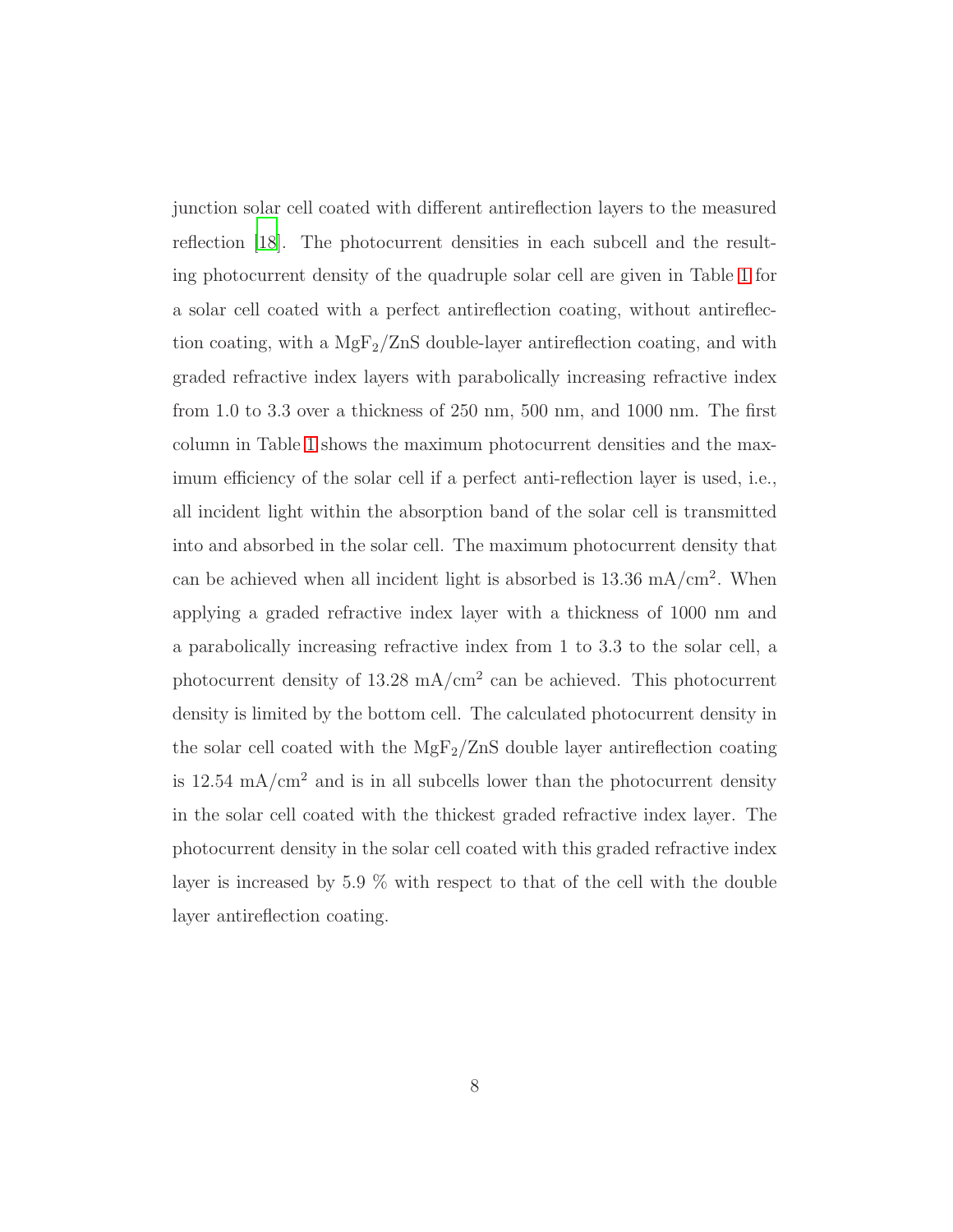junction solar cell coated with different antireflection layers to the measured reflection [18]. The photocurrent densities in each subcell and the resulting photocurrent density of the quadruple solar cell are given in Table 1 for a solar cell coated with a perfect antireflection coating, without antireflection coating, with a $MgF_2$/ZnS double-layer antireflection coating, and with graded refractive index layers with parabolically increasing refractive index from 1.0 to 3.3 over a thickness of 250 nm, 500 nm, and 1000 nm. The first column in Table 1 shows the maximum photocurrent densities and the maximum efficiency of the solar cell if a perfect anti-reflection layer is used, i.e., all incident light within the absorption band of the solar cell is transmitted into and absorbed in the solar cell. The maximum photocurrent density that can be achieved when all incident light is absorbed is 13.36 mA/cm$^2$. When applying a graded refractive index layer with a thickness of 1000 nm and a parabolically increasing refractive index from 1 to 3.3 to the solar cell, a photocurrent density of 13.28 mA/cm$^2$ can be achieved. This photocurrent density is limited by the bottom cell. The calculated photocurrent density in the solar cell coated with the $MgF_2$/ZnS double layer antireflection coating is 12.54 mA/cm$^2$ and is in all subcells lower than the photocurrent density in the solar cell coated with the thickest graded refractive index layer. The photocurrent density in the solar cell coated with this graded refractive index layer is increased by 5.9 % with respect to that of the cell with the double layer antireflection coating.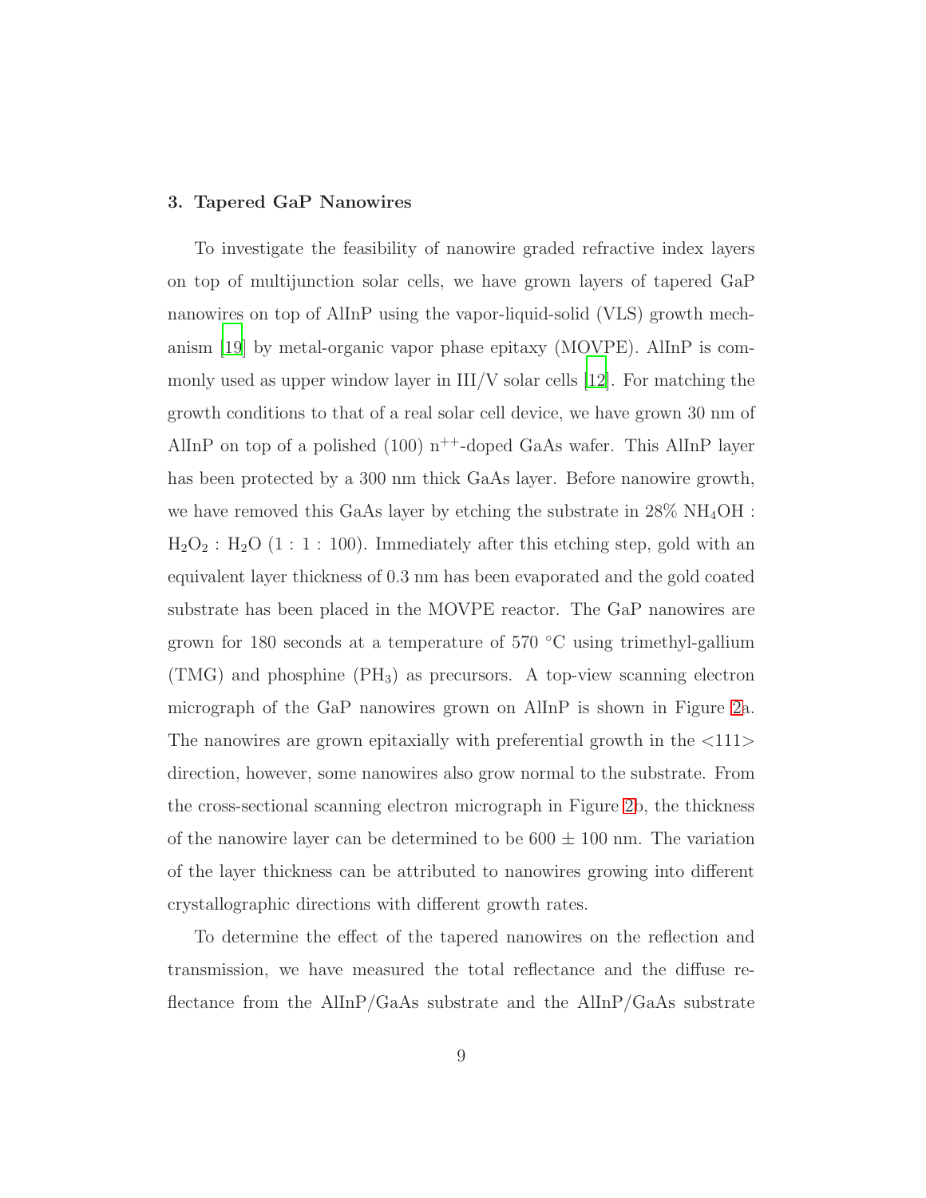## 3. Tapered GaP Nanowires

To investigate the feasibility of nanowire graded refractive index layers on top of multijunction solar cells, we have grown layers of tapered GaP nanowires on top of AlInP using the vapor-liquid-solid (VLS) growth mechanism [19] by metal-organic vapor phase epitaxy (MOVPE). AlInP is commonly used as upper window layer in III/V solar cells [12]. For matching the growth conditions to that of a real solar cell device, we have grown 30 nm of AlInP on top of a polished (100) $n^{++}$-doped GaAs wafer. This AlInP layer has been protected by a 300 nm thick GaAs layer. Before nanowire growth, we have removed this GaAs layer by etching the substrate in 28% $NH_4OH$ : $H_2O_2$ : $H_2O$ (1 : 1 : 100). Immediately after this etching step, gold with an equivalent layer thickness of 0.3 nm has been evaporated and the gold coated substrate has been placed in the MOVPE reactor. The GaP nanowires are grown for 180 seconds at a temperature of 570 °C using trimethyl-gallium (TMG) and phosphine ($PH_3$) as precursors. A top-view scanning electron micrograph of the GaP nanowires grown on AlInP is shown in Figure 2a. The nanowires are grown epitaxially with preferential growth in the <111> direction, however, some nanowires also grow normal to the substrate. From the cross-sectional scanning electron micrograph in Figure 2b, the thickness of the nanowire layer can be determined to be 600 ± 100 nm. The variation of the layer thickness can be attributed to nanowires growing into different crystallographic directions with different growth rates.

To determine the effect of the tapered nanowires on the reflection and transmission, we have measured the total reflectance and the diffuse reflectance from the AlInP/GaAs substrate and the AlInP/GaAs substrate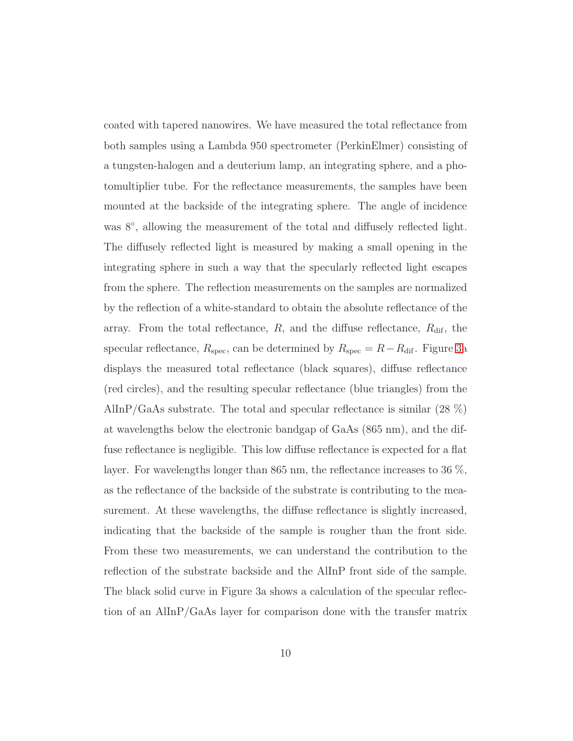coated with tapered nanowires. We have measured the total reflectance from both samples using a Lambda 950 spectrometer (PerkinElmer) consisting of a tungsten-halogen and a deuterium lamp, an integrating sphere, and a photomultiplier tube. For the reflectance measurements, the samples have been mounted at the backside of the integrating sphere. The angle of incidence was 8°, allowing the measurement of the total and diffusely reflected light. The diffusely reflected light is measured by making a small opening in the integrating sphere in such a way that the specularly reflected light escapes from the sphere. The reflection measurements on the samples are normalized by the reflection of a white-standard to obtain the absolute reflectance of the array. From the total reflectance, $R$, and the diffuse reflectance, $R_{\mathrm{dif}}$, the specular reflectance, $R_{\mathrm{spec}}$, can be determined by $R_{\mathrm{spec}} = R - R_{\mathrm{dif}}$. Figure 3a displays the measured total reflectance (black squares), diffuse reflectance (red circles), and the resulting specular reflectance (blue triangles) from the AlInP/GaAs substrate. The total and specular reflectance is similar (28 %) at wavelengths below the electronic bandgap of GaAs (865 nm), and the diffuse reflectance is negligible. This low diffuse reflectance is expected for a flat layer. For wavelengths longer than 865 nm, the reflectance increases to 36 %, as the reflectance of the backside of the substrate is contributing to the measurement. At these wavelengths, the diffuse reflectance is slightly increased, indicating that the backside of the sample is rougher than the front side. From these two measurements, we can understand the contribution to the reflection of the substrate backside and the AlInP front side of the sample. The black solid curve in Figure 3a shows a calculation of the specular reflection of an AlInP/GaAs layer for comparison done with the transfer matrix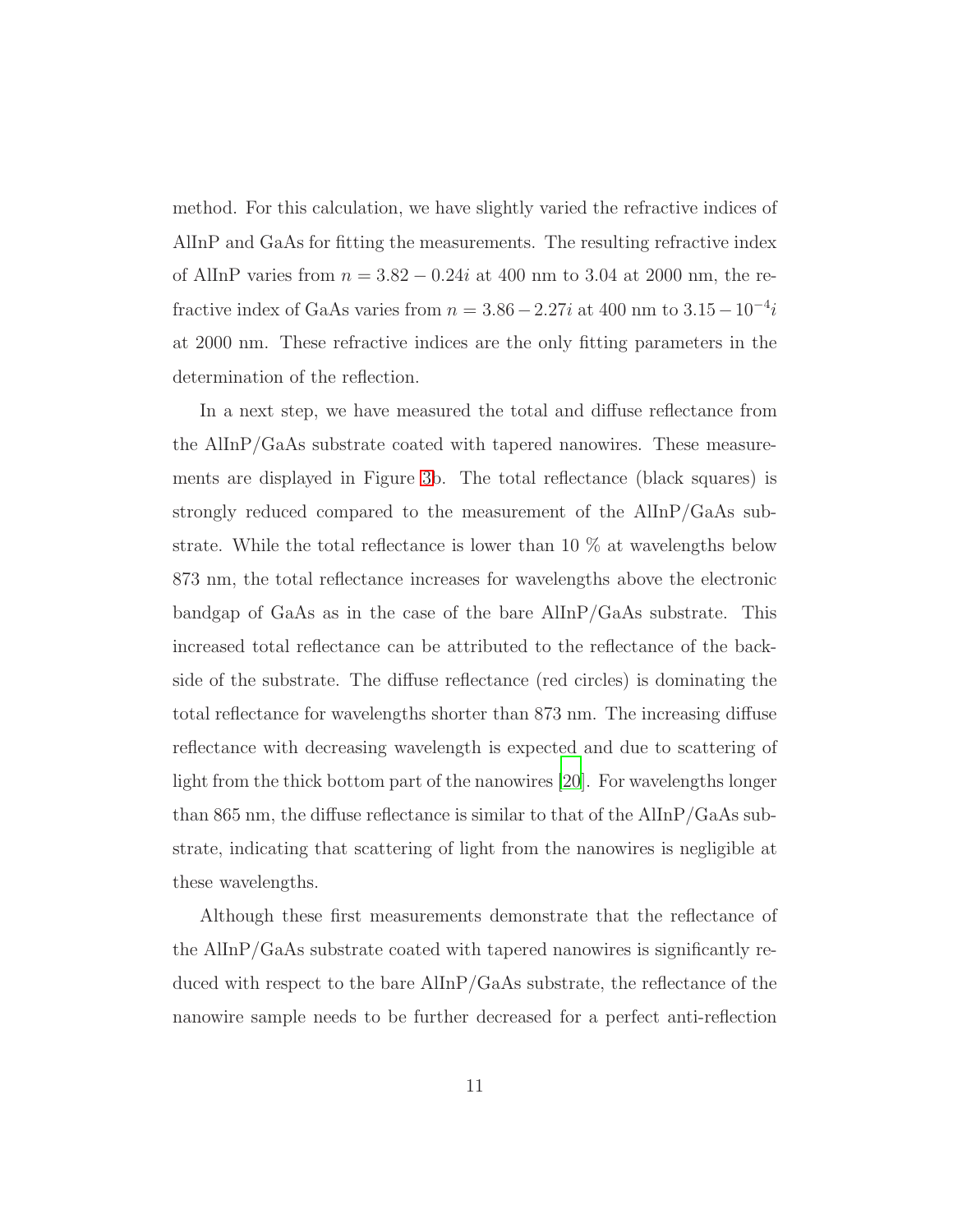method. For this calculation, we have slightly varied the refractive indices of AlInP and GaAs for fitting the measurements. The resulting refractive index of AlInP varies from $n = 3.82 - 0.24i$ at 400 nm to 3.04 at 2000 nm, the refractive index of GaAs varies from $n = 3.86 - 2.27i$ at 400 nm to $3.15 - 10^{-4}i$ at 2000 nm. These refractive indices are the only fitting parameters in the determination of the reflection.

In a next step, we have measured the total and diffuse reflectance from the AlInP/GaAs substrate coated with tapered nanowires. These measurements are displayed in Figure 3b. The total reflectance (black squares) is strongly reduced compared to the measurement of the AlInP/GaAs substrate. While the total reflectance is lower than 10 % at wavelengths below 873 nm, the total reflectance increases for wavelengths above the electronic bandgap of GaAs as in the case of the bare AlInP/GaAs substrate. This increased total reflectance can be attributed to the reflectance of the backside of the substrate. The diffuse reflectance (red circles) is dominating the total reflectance for wavelengths shorter than 873 nm. The increasing diffuse reflectance with decreasing wavelength is expected and due to scattering of light from the thick bottom part of the nanowires [20]. For wavelengths longer than 865 nm, the diffuse reflectance is similar to that of the AlInP/GaAs substrate, indicating that scattering of light from the nanowires is negligible at these wavelengths.

Although these first measurements demonstrate that the reflectance of the AlInP/GaAs substrate coated with tapered nanowires is significantly reduced with respect to the bare AlInP/GaAs substrate, the reflectance of the nanowire sample needs to be further decreased for a perfect anti-reflection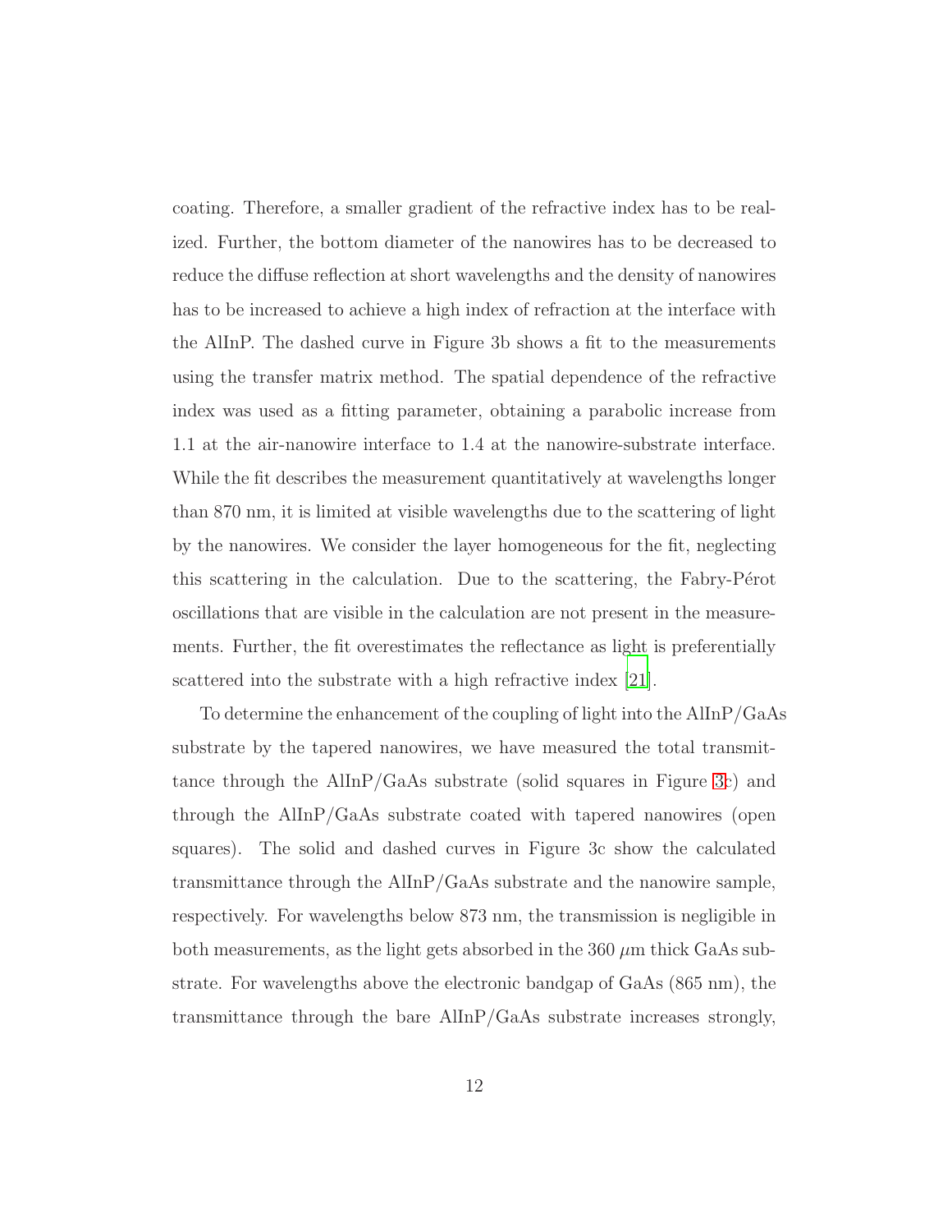coating. Therefore, a smaller gradient of the refractive index has to be realized. Further, the bottom diameter of the nanowires has to be decreased to reduce the diffuse reflection at short wavelengths and the density of nanowires has to be increased to achieve a high index of refraction at the interface with the AlInP. The dashed curve in Figure 3b shows a fit to the measurements using the transfer matrix method. The spatial dependence of the refractive index was used as a fitting parameter, obtaining a parabolic increase from 1.1 at the air-nanowire interface to 1.4 at the nanowire-substrate interface. While the fit describes the measurement quantitatively at wavelengths longer than 870 nm, it is limited at visible wavelengths due to the scattering of light by the nanowires. We consider the layer homogeneous for the fit, neglecting this scattering in the calculation. Due to the scattering, the Fabry-Pérot oscillations that are visible in the calculation are not present in the measurements. Further, the fit overestimates the reflectance as light is preferentially scattered into the substrate with a high refractive index [21].

To determine the enhancement of the coupling of light into the AlInP/GaAs substrate by the tapered nanowires, we have measured the total transmittance through the AlInP/GaAs substrate (solid squares in Figure 3c) and through the AlInP/GaAs substrate coated with tapered nanowires (open squares). The solid and dashed curves in Figure 3c show the calculated transmittance through the AlInP/GaAs substrate and the nanowire sample, respectively. For wavelengths below 873 nm, the transmission is negligible in both measurements, as the light gets absorbed in the 360 $\mu$m thick GaAs substrate. For wavelengths above the electronic bandgap of GaAs (865 nm), the transmittance through the bare AlInP/GaAs substrate increases strongly,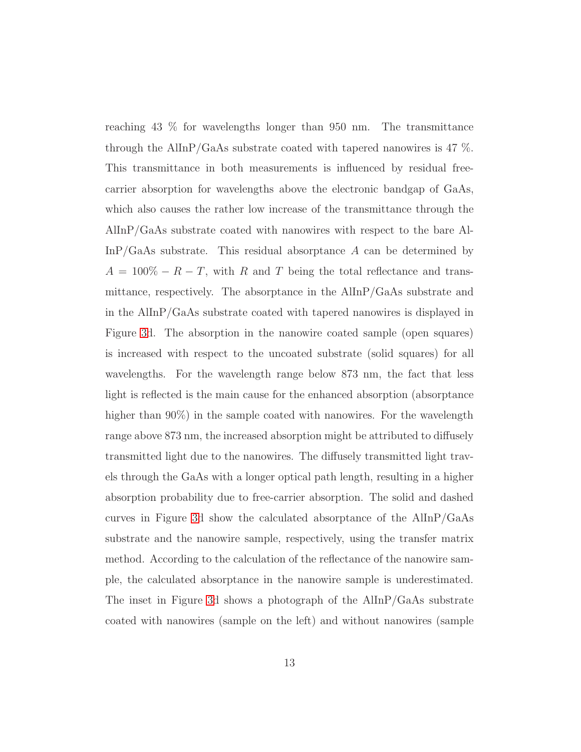reaching 43 % for wavelengths longer than 950 nm. The transmittance through the AlInP/GaAs substrate coated with tapered nanowires is 47 %. This transmittance in both measurements is influenced by residual free-carrier absorption for wavelengths above the electronic bandgap of GaAs, which also causes the rather low increase of the transmittance through the AlInP/GaAs substrate coated with nanowires with respect to the bare AlInP/GaAs substrate. This residual absorptance $A$ can be determined by $A = 100\% - R - T$, with $R$ and $T$ being the total reflectance and transmittance, respectively. The absorptance in the AlInP/GaAs substrate and in the AlInP/GaAs substrate coated with tapered nanowires is displayed in Figure 3d. The absorption in the nanowire coated sample (open squares) is increased with respect to the uncoated substrate (solid squares) for all wavelengths. For the wavelength range below 873 nm, the fact that less light is reflected is the main cause for the enhanced absorption (absorptance higher than 90%) in the sample coated with nanowires. For the wavelength range above 873 nm, the increased absorption might be attributed to diffusely transmitted light due to the nanowires. The diffusely transmitted light travels through the GaAs with a longer optical path length, resulting in a higher absorption probability due to free-carrier absorption. The solid and dashed curves in Figure 3d show the calculated absorptance of the AlInP/GaAs substrate and the nanowire sample, respectively, using the transfer matrix method. According to the calculation of the reflectance of the nanowire sample, the calculated absorptance in the nanowire sample is underestimated. The inset in Figure 3d shows a photograph of the AlInP/GaAs substrate coated with nanowires (sample on the left) and without nanowires (sample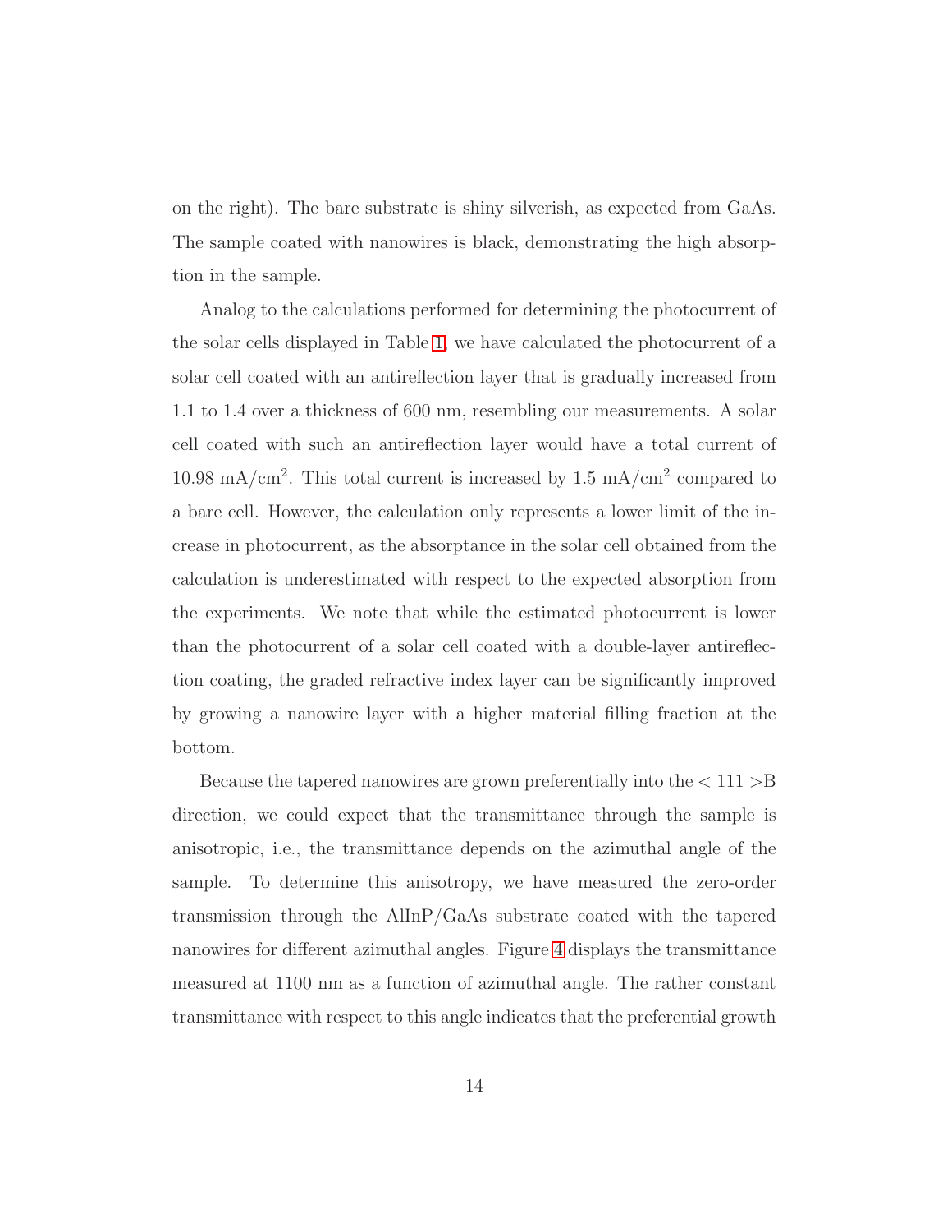on the right). The bare substrate is shiny silverish, as expected from GaAs. The sample coated with nanowires is black, demonstrating the high absorption in the sample.

Analog to the calculations performed for determining the photocurrent of the solar cells displayed in Table 1, we have calculated the photocurrent of a solar cell coated with an antireflection layer that is gradually increased from 1.1 to 1.4 over a thickness of 600 nm, resembling our measurements. A solar cell coated with such an antireflection layer would have a total current of 10.98 mA/cm$^2$. This total current is increased by 1.5 mA/cm$^2$ compared to a bare cell. However, the calculation only represents a lower limit of the increase in photocurrent, as the absorptance in the solar cell obtained from the calculation is underestimated with respect to the expected absorption from the experiments. We note that while the estimated photocurrent is lower than the photocurrent of a solar cell coated with a double-layer antireflection coating, the graded refractive index layer can be significantly improved by growing a nanowire layer with a higher material filling fraction at the bottom.

Because the tapered nanowires are grown preferentially into the $< 111 >$B direction, we could expect that the transmittance through the sample is anisotropic, i.e., the transmittance depends on the azimuthal angle of the sample. To determine this anisotropy, we have measured the zero-order transmission through the AlInP/GaAs substrate coated with the tapered nanowires for different azimuthal angles. Figure 4 displays the transmittance measured at 1100 nm as a function of azimuthal angle. The rather constant transmittance with respect to this angle indicates that the preferential growth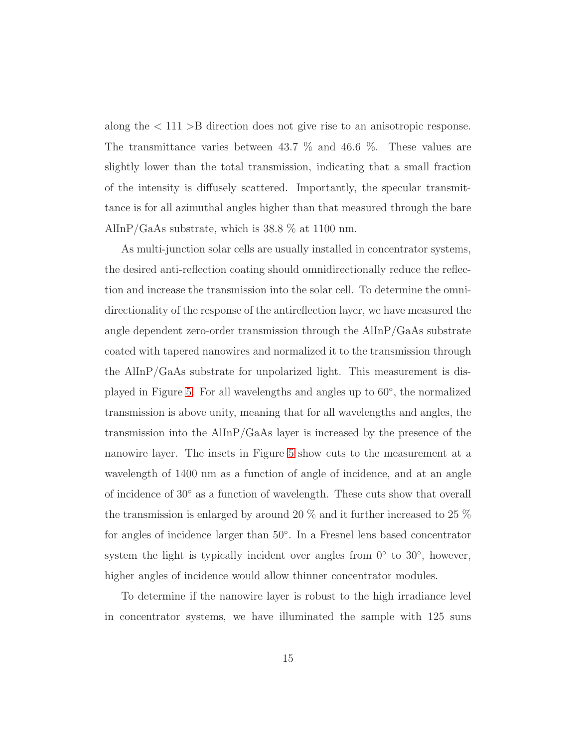along the $< 111 >$B direction does not give rise to an anisotropic response. The transmittance varies between 43.7 % and 46.6 %. These values are slightly lower than the total transmission, indicating that a small fraction of the intensity is diffusely scattered. Importantly, the specular transmittance is for all azimuthal angles higher than that measured through the bare AlInP/GaAs substrate, which is 38.8 % at 1100 nm.

As multi-junction solar cells are usually installed in concentrator systems, the desired anti-reflection coating should omnidirectionally reduce the reflection and increase the transmission into the solar cell. To determine the omnidirectionality of the response of the antireflection layer, we have measured the angle dependent zero-order transmission through the AlInP/GaAs substrate coated with tapered nanowires and normalized it to the transmission through the AlInP/GaAs substrate for unpolarized light. This measurement is displayed in Figure 5. For all wavelengths and angles up to 60°, the normalized transmission is above unity, meaning that for all wavelengths and angles, the transmission into the AlInP/GaAs layer is increased by the presence of the nanowire layer. The insets in Figure 5 show cuts to the measurement at a wavelength of 1400 nm as a function of angle of incidence, and at an angle of incidence of 30° as a function of wavelength. These cuts show that overall the transmission is enlarged by around 20 % and it further increased to 25 % for angles of incidence larger than 50°. In a Fresnel lens based concentrator system the light is typically incident over angles from 0° to 30°, however, higher angles of incidence would allow thinner concentrator modules.

To determine if the nanowire layer is robust to the high irradiance level in concentrator systems, we have illuminated the sample with 125 suns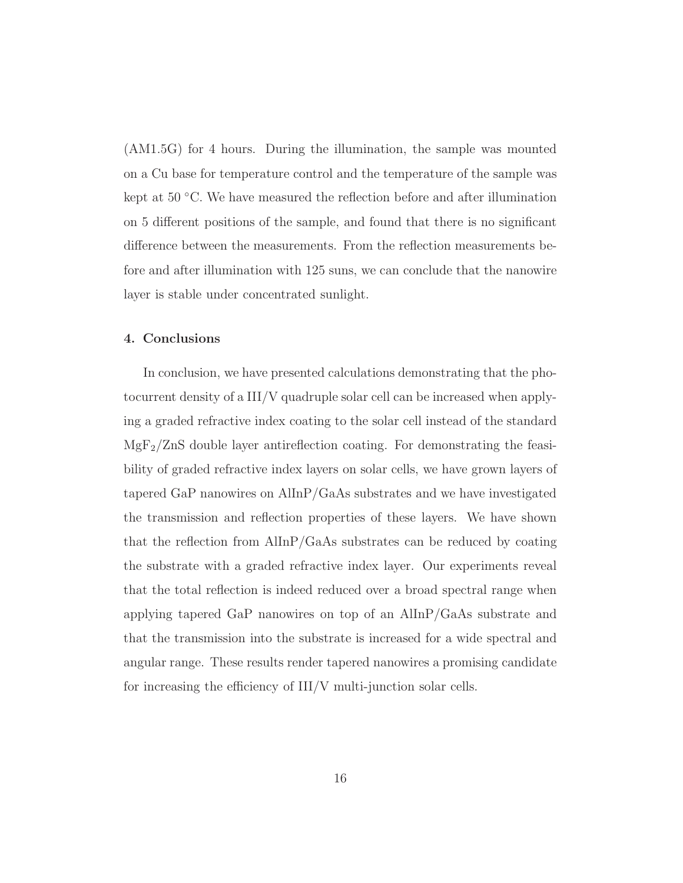(AM1.5G) for 4 hours. During the illumination, the sample was mounted on a Cu base for temperature control and the temperature of the sample was kept at 50 °C. We have measured the reflection before and after illumination on 5 different positions of the sample, and found that there is no significant difference between the measurements. From the reflection measurements before and after illumination with 125 suns, we can conclude that the nanowire layer is stable under concentrated sunlight.

## 4. Conclusions

In conclusion, we have presented calculations demonstrating that the photocurrent density of a III/V quadruple solar cell can be increased when applying a graded refractive index coating to the solar cell instead of the standard $MgF_2$/ZnS double layer antireflection coating. For demonstrating the feasibility of graded refractive index layers on solar cells, we have grown layers of tapered GaP nanowires on AlInP/GaAs substrates and we have investigated the transmission and reflection properties of these layers. We have shown that the reflection from AlInP/GaAs substrates can be reduced by coating the substrate with a graded refractive index layer. Our experiments reveal that the total reflection is indeed reduced over a broad spectral range when applying tapered GaP nanowires on top of an AlInP/GaAs substrate and that the transmission into the substrate is increased for a wide spectral and angular range. These results render tapered nanowires a promising candidate for increasing the efficiency of III/V multi-junction solar cells.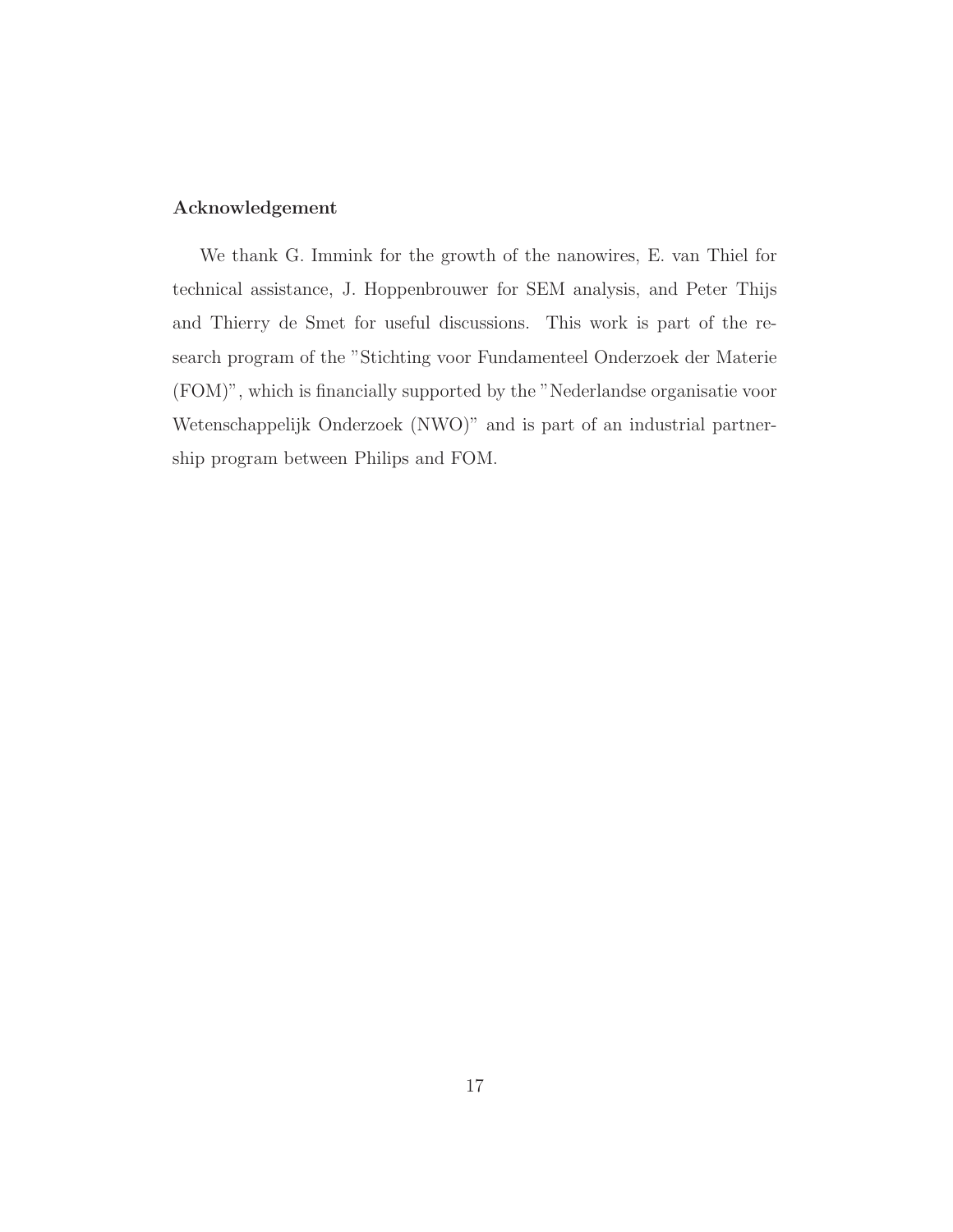**Acknowledgement**

We thank G. Immink for the growth of the nanowires, E. van Thiel for technical assistance, J. Hoppenbrouwer for SEM analysis, and Peter Thijs and Thierry de Smet for useful discussions. This work is part of the research program of the "Stichting voor Fundamenteel Onderzoek der Materie (FOM)", which is financially supported by the "Nederlandse organisatie voor Wetenschappelijk Onderzoek (NWO)" and is part of an industrial partnership program between Philips and FOM.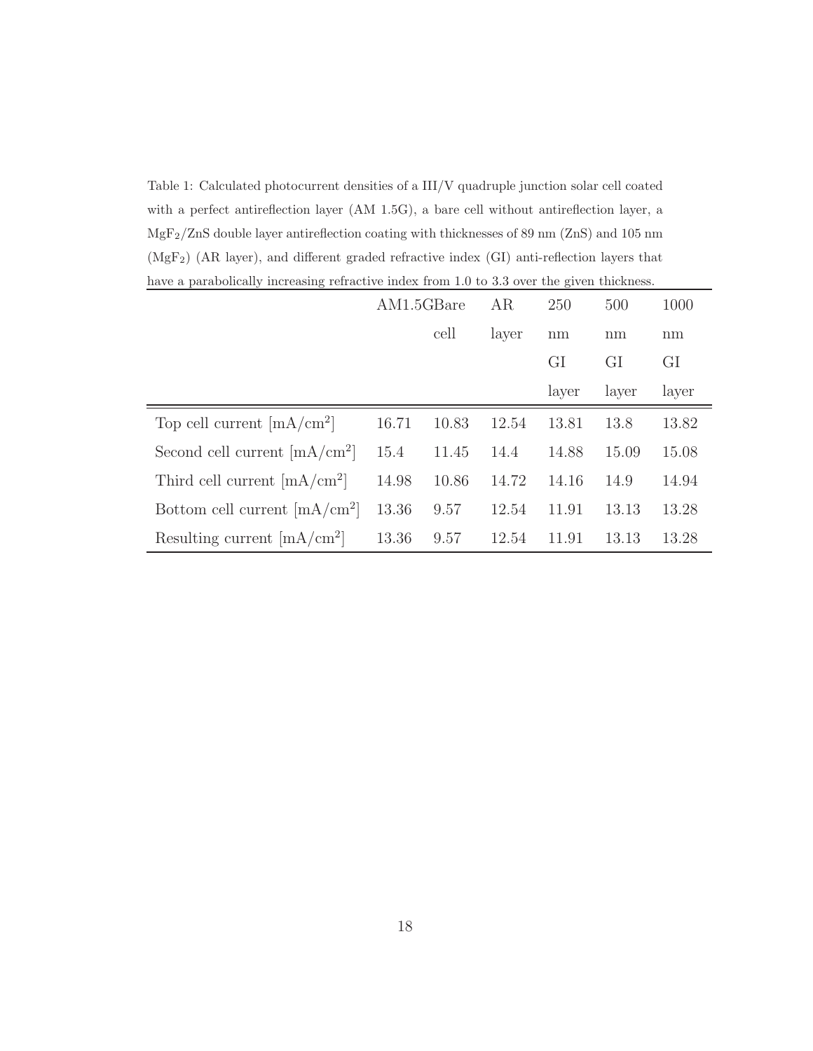Table 1: Calculated photocurrent densities of a III/V quadruple junction solar cell coated with a perfect antireflection layer (AM 1.5G), a bare cell without antireflection layer, a $MgF_2$/ZnS double layer antireflection coating with thicknesses of 89 nm (ZnS) and 105 nm ($MgF_2$) (AR layer), and different graded refractive index (GI) anti-reflection layers that have a parabolically increasing refractive index from 1.0 to 3.3 over the given thickness.

| | AM1.5G | Bare cell | AR layer | 250 nm GI layer | 500 nm GI layer | 1000 nm GI layer |
|---|---|---|---|---|---|---|
| Top cell current [$mA/cm^2$] | 16.71 | 10.83 | 12.54 | 13.81 | 13.8 | 13.82 |
| Second cell current [$mA/cm^2$] | 15.4 | 11.45 | 14.4 | 14.88 | 15.09 | 15.08 |
| Third cell current [$mA/cm^2$] | 14.98 | 10.86 | 14.72 | 14.16 | 14.9 | 14.94 |
| Bottom cell current [$mA/cm^2$] | 13.36 | 9.57 | 12.54 | 11.91 | 13.13 | 13.28 |
| Resulting current [$mA/cm^2$] | 13.36 | 9.57 | 12.54 | 11.91 | 13.13 | 13.28 |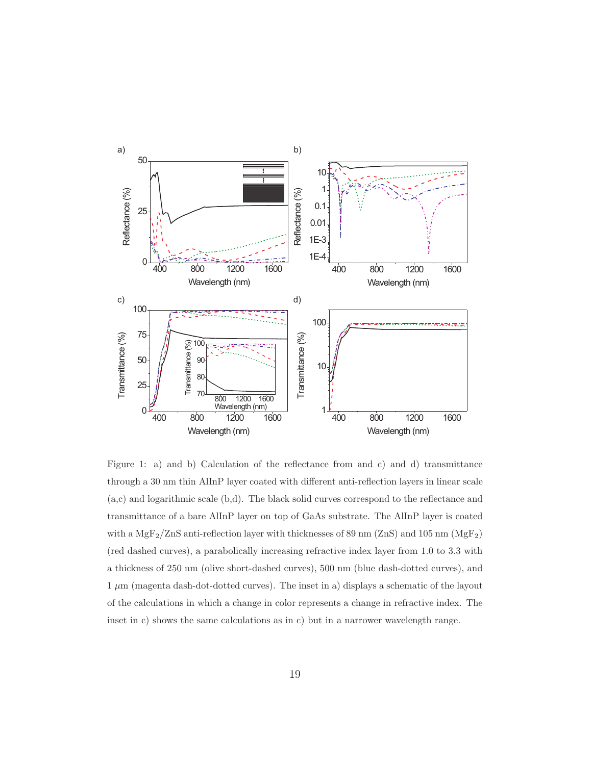Figure 1: a) and b) Calculation of the reflectance from and c) and d) transmittance through a 30 nm thin AlInP layer coated with different anti-reflection layers in linear scale (a,c) and logarithmic scale (b,d). The black solid curves correspond to the reflectance and transmittance of a bare AlInP layer on top of GaAs substrate. The AlInP layer is coated with a $MgF_2$/ZnS anti-reflection layer with thicknesses of 89 nm (ZnS) and 105 nm ($MgF_2$) (red dashed curves), a parabolically increasing refractive index layer from 1.0 to 3.3 with a thickness of 250 nm (olive short-dashed curves), 500 nm (blue dash-dotted curves), and 1 $\mu$m (magenta dash-dot-dotted curves). The inset in a) displays a schematic of the layout of the calculations in which a change in color represents a change in refractive index. The inset in c) shows the same calculations as in c) but in a narrower wavelength range.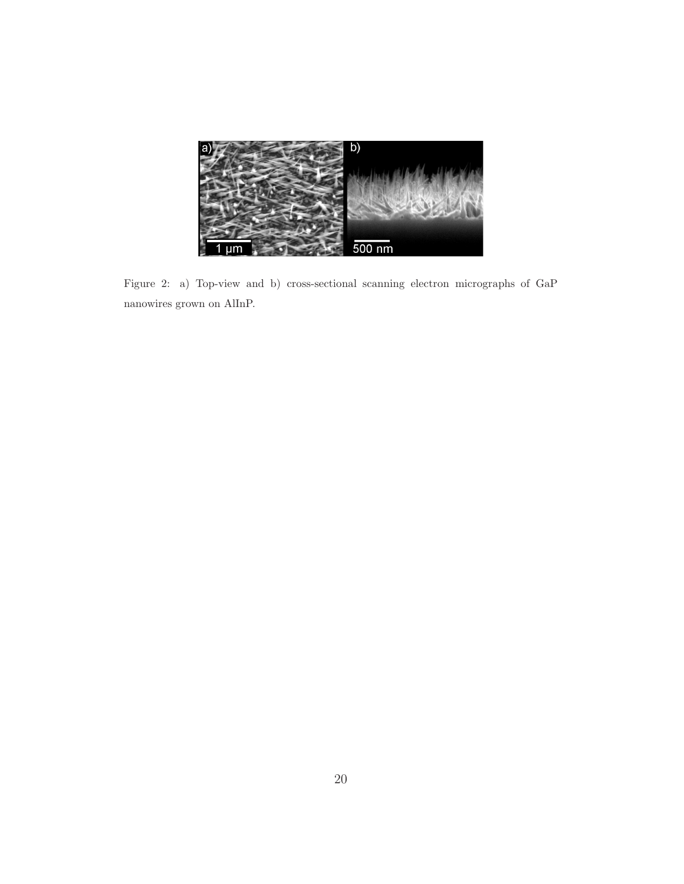Figure 2: a) Top-view and b) cross-sectional scanning electron micrographs of GaP nanowires grown on AlInP.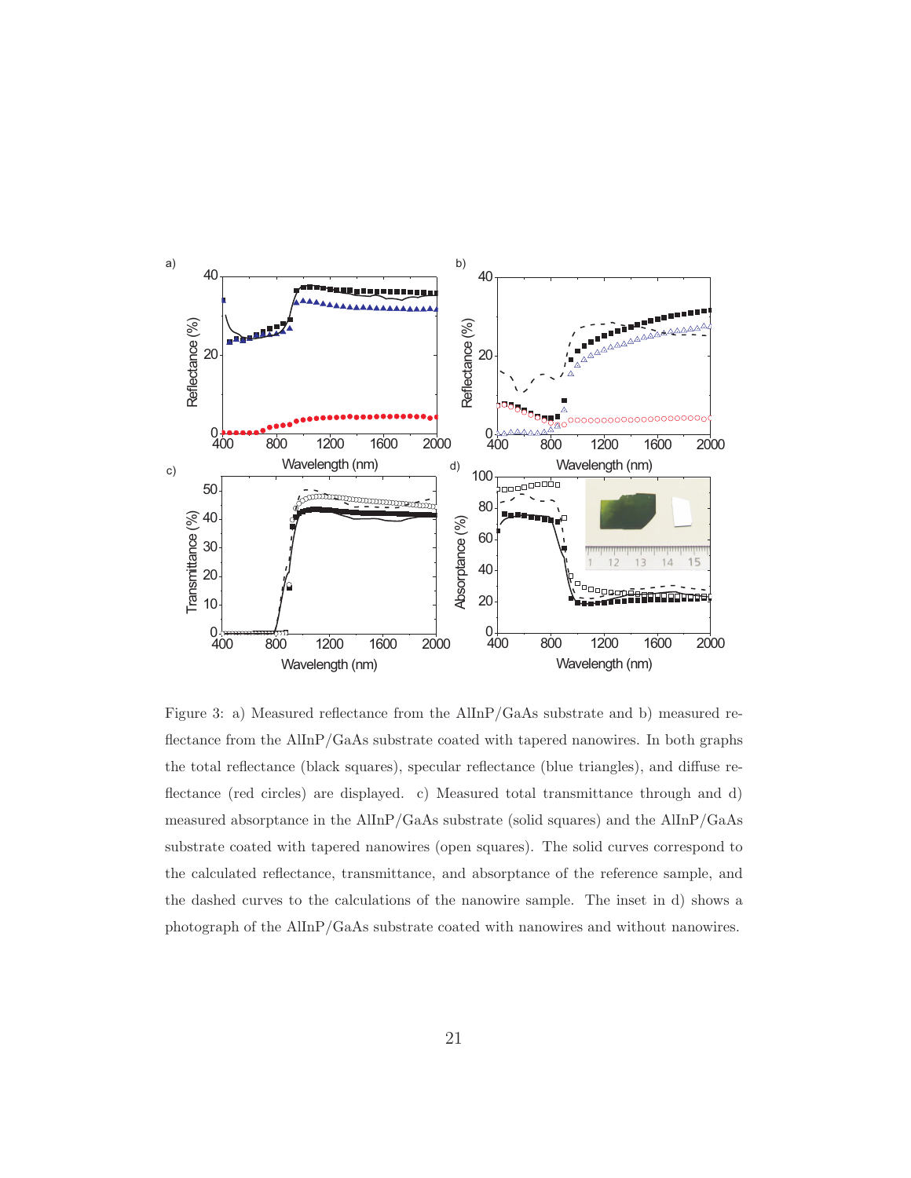Figure 3: a) Measured reflectance from the AlInP/GaAs substrate and b) measured reflectance from the AlInP/GaAs substrate coated with tapered nanowires. In both graphs the total reflectance (black squares), specular reflectance (blue triangles), and diffuse reflectance (red circles) are displayed. c) Measured total transmittance through and d) measured absorptance in the AlInP/GaAs substrate (solid squares) and the AlInP/GaAs substrate coated with tapered nanowires (open squares). The solid curves correspond to the calculated reflectance, transmittance, and absorptance of the reference sample, and the dashed curves to the calculations of the nanowire sample. The inset in d) shows a photograph of the AlInP/GaAs substrate coated with nanowires and without nanowires.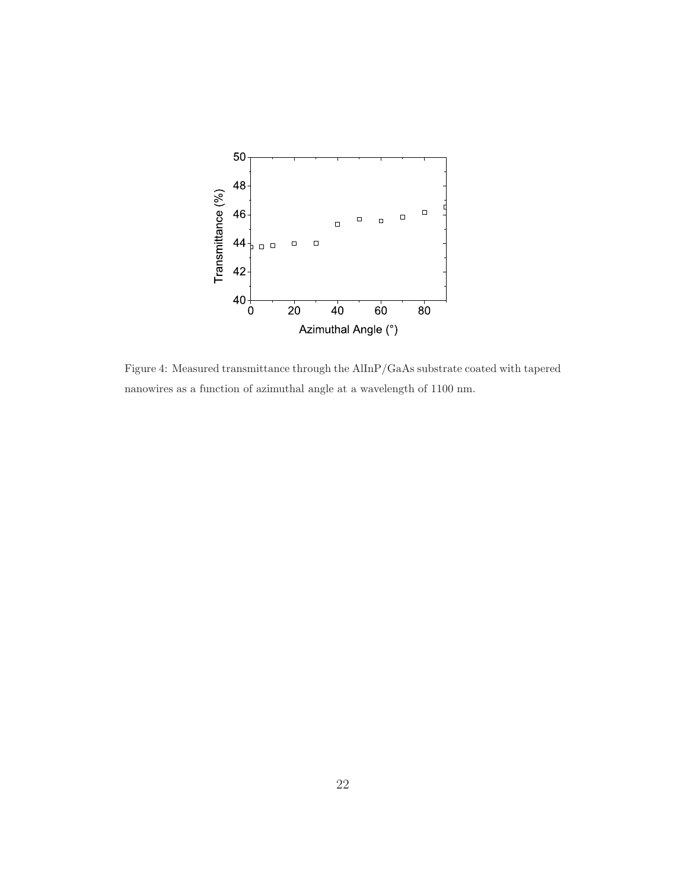Figure 4: Measured transmittance through the AlInP/GaAs substrate coated with tapered nanowires as a function of azimuthal angle at a wavelength of 1100 nm.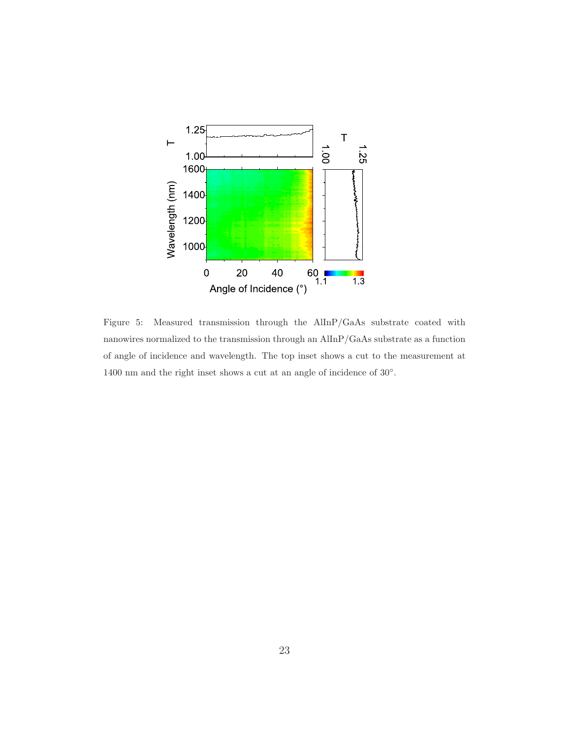Figure 5: Measured transmission through the AlInP/GaAs substrate coated with nanowires normalized to the transmission through an AlInP/GaAs substrate as a function of angle of incidence and wavelength. The top inset shows a cut to the measurement at 1400 nm and the right inset shows a cut at an angle of incidence of 30°.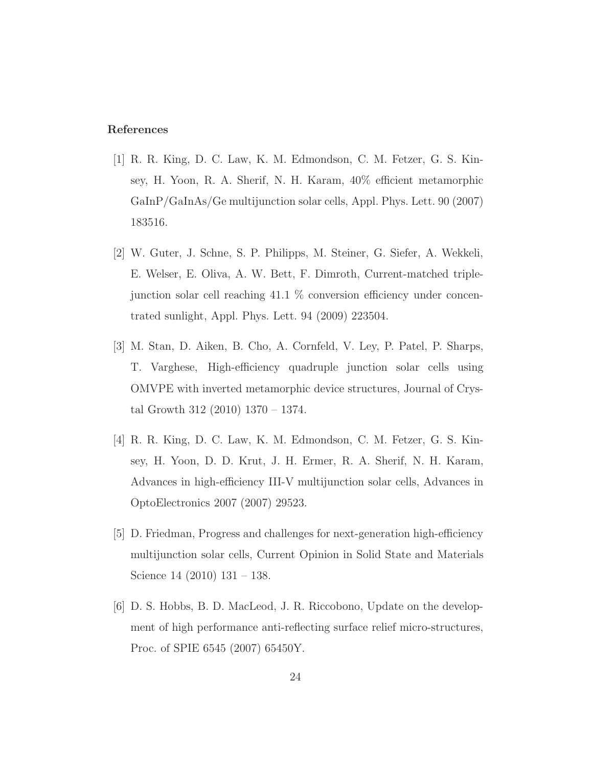## References

[1] R. R. King, D. C. Law, K. M. Edmondson, C. M. Fetzer, G. S. Kinsey, H. Yoon, R. A. Sherif, N. H. Karam, 40% efficient metamorphic GaInP/GaInAs/Ge multijunction solar cells, Appl. Phys. Lett. 90 (2007) 183516.

[2] W. Guter, J. Schne, S. P. Philipps, M. Steiner, G. Siefer, A. Wekkeli, E. Welser, E. Oliva, A. W. Bett, F. Dimroth, Current-matched triple-junction solar cell reaching 41.1 % conversion efficiency under concentrated sunlight, Appl. Phys. Lett. 94 (2009) 223504.

[3] M. Stan, D. Aiken, B. Cho, A. Cornfeld, V. Ley, P. Patel, P. Sharps, T. Varghese, High-efficiency quadruple junction solar cells using OMVPE with inverted metamorphic device structures, Journal of Crystal Growth 312 (2010) 1370 – 1374.

[4] R. R. King, D. C. Law, K. M. Edmondson, C. M. Fetzer, G. S. Kinsey, H. Yoon, D. D. Krut, J. H. Ermer, R. A. Sherif, N. H. Karam, Advances in high-efficiency III-V multijunction solar cells, Advances in OptoElectronics 2007 (2007) 29523.

[5] D. Friedman, Progress and challenges for next-generation high-efficiency multijunction solar cells, Current Opinion in Solid State and Materials Science 14 (2010) 131 – 138.

[6] D. S. Hobbs, B. D. MacLeod, J. R. Riccobono, Update on the development of high performance anti-reflecting surface relief micro-structures, Proc. of SPIE 6545 (2007) 65450Y.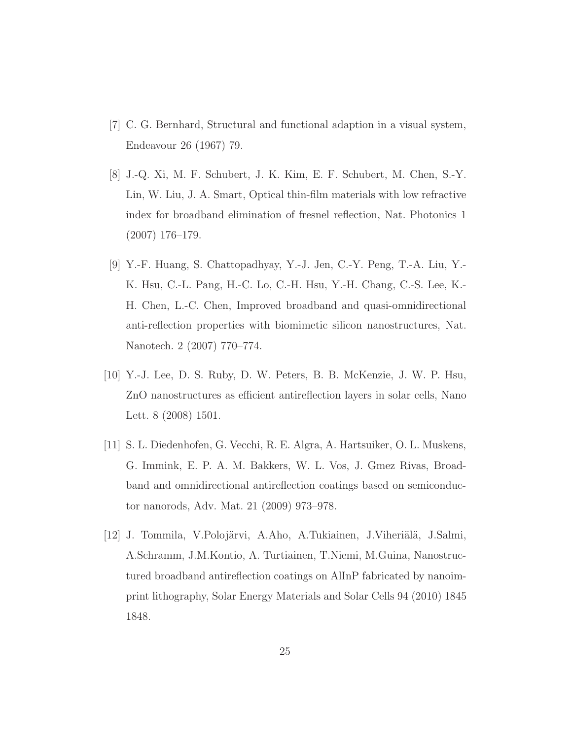[7] C. G. Bernhard, Structural and functional adaption in a visual system, Endeavour 26 (1967) 79.

[8] J.-Q. Xi, M. F. Schubert, J. K. Kim, E. F. Schubert, M. Chen, S.-Y. Lin, W. Liu, J. A. Smart, Optical thin-film materials with low refractive index for broadband elimination of fresnel reflection, Nat. Photonics 1 (2007) 176–179.

[9] Y.-F. Huang, S. Chattopadhyay, Y.-J. Jen, C.-Y. Peng, T.-A. Liu, Y.-K. Hsu, C.-L. Pang, H.-C. Lo, C.-H. Hsu, Y.-H. Chang, C.-S. Lee, K.-H. Chen, L.-C. Chen, Improved broadband and quasi-omnidirectional anti-reflection properties with biomimetic silicon nanostructures, Nat. Nanotech. 2 (2007) 770–774.

[10] Y.-J. Lee, D. S. Ruby, D. W. Peters, B. B. McKenzie, J. W. P. Hsu, ZnO nanostructures as efficient antireflection layers in solar cells, Nano Lett. 8 (2008) 1501.

[11] S. L. Diedenhofen, G. Vecchi, R. E. Algra, A. Hartsuiker, O. L. Muskens, G. Immink, E. P. A. M. Bakkers, W. L. Vos, J. Gmez Rivas, Broadband and omnidirectional antireflection coatings based on semiconductor nanorods, Adv. Mat. 21 (2009) 973–978.

[12] J. Tommila, V.Polojärvi, A.Aho, A.Tukiainen, J.Viheriälä, J.Salmi, A.Schramm, J.M.Kontio, A. Turtiainen, T.Niemi, M.Guina, Nanostructured broadband antireflection coatings on AlInP fabricated by nanoimprint lithography, Solar Energy Materials and Solar Cells 94 (2010) 1845 1848.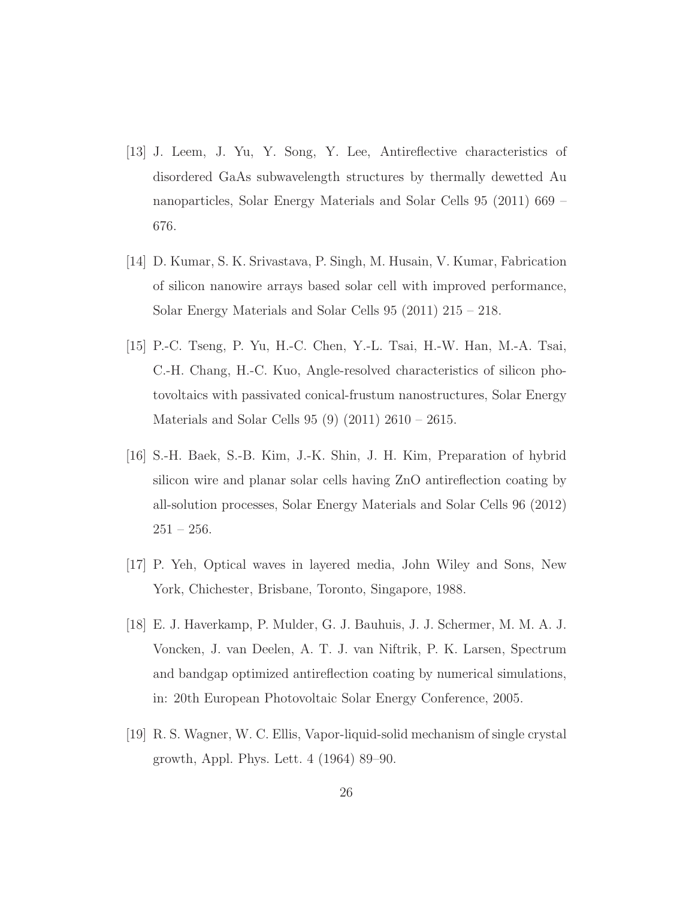[13] J. Leem, J. Yu, Y. Song, Y. Lee, Antireflective characteristics of disordered GaAs subwavelength structures by thermally dewetted Au nanoparticles, Solar Energy Materials and Solar Cells 95 (2011) 669 – 676.

[14] D. Kumar, S. K. Srivastava, P. Singh, M. Husain, V. Kumar, Fabrication of silicon nanowire arrays based solar cell with improved performance, Solar Energy Materials and Solar Cells 95 (2011) 215 – 218.

[15] P.-C. Tseng, P. Yu, H.-C. Chen, Y.-L. Tsai, H.-W. Han, M.-A. Tsai, C.-H. Chang, H.-C. Kuo, Angle-resolved characteristics of silicon photovoltaics with passivated conical-frustum nanostructures, Solar Energy Materials and Solar Cells 95 (9) (2011) 2610 – 2615.

[16] S.-H. Baek, S.-B. Kim, J.-K. Shin, J. H. Kim, Preparation of hybrid silicon wire and planar solar cells having ZnO antireflection coating by all-solution processes, Solar Energy Materials and Solar Cells 96 (2012) 251 – 256.

[17] P. Yeh, Optical waves in layered media, John Wiley and Sons, New York, Chichester, Brisbane, Toronto, Singapore, 1988.

[18] E. J. Haverkamp, P. Mulder, G. J. Bauhuis, J. J. Schermer, M. M. A. J. Voncken, J. van Deelen, A. T. J. van Niftrik, P. K. Larsen, Spectrum and bandgap optimized antireflection coating by numerical simulations, in: 20th European Photovoltaic Solar Energy Conference, 2005.

[19] R. S. Wagner, W. C. Ellis, Vapor-liquid-solid mechanism of single crystal growth, Appl. Phys. Lett. 4 (1964) 89–90.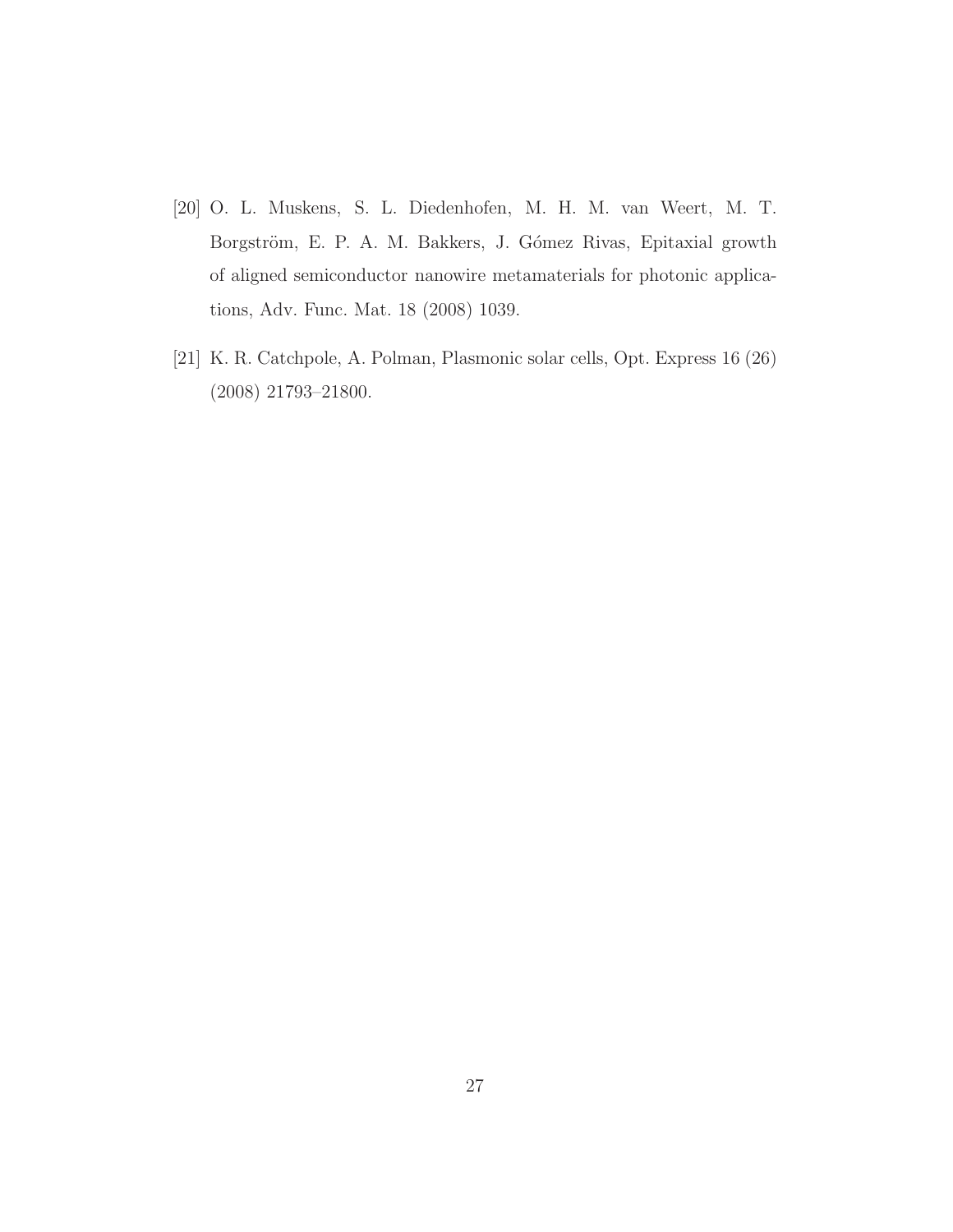[20] O. L. Muskens, S. L. Diedenhofen, M. H. M. van Weert, M. T. Borgström, E. P. A. M. Bakkers, J. Gómez Rivas, Epitaxial growth of aligned semiconductor nanowire metamaterials for photonic applications, Adv. Func. Mat. 18 (2008) 1039.

[21] K. R. Catchpole, A. Polman, Plasmonic solar cells, Opt. Express 16 (26) (2008) 21793–21800.